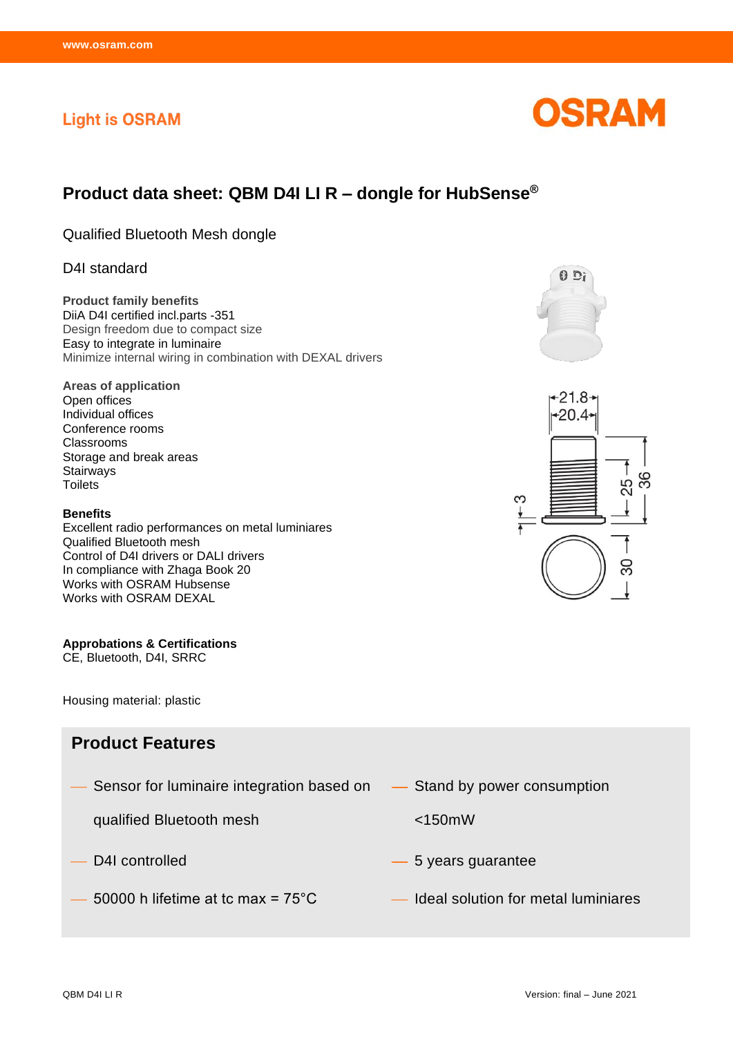Light is OSRAM

# Product data sheet: QBM D4I LI R – dongle for HubSense®

Qualified Bluetooth Mesh dongle

D4I standard

**Product family benefits**
DiiA D4I certified incl.parts -351
Design freedom due to compact size
Easy to integrate in luminaire
Minimize internal wiring in combination with DEXAL drivers

**Areas of application**
Open offices
Individual offices
Conference rooms
Classrooms
Storage and break areas
Stairways
Toilets

**Benefits**
Excellent radio performances on metal luminiares
Qualified Bluetooth mesh
Control of D4I drivers or DALI drivers
In compliance with Zhaga Book 20
Works with OSRAM Hubsense
Works with OSRAM DEXAL

**Approbations & Certifications**
CE, Bluetooth, D4I, SRRC

Housing material: plastic

## Product Features

- Sensor for luminaire integration based on qualified Bluetooth mesh
- D4I controlled
- 50000 h lifetime at tc max = 75°C
- Stand by power consumption <150mW
- 5 years guarantee
- Ideal solution for metal luminiares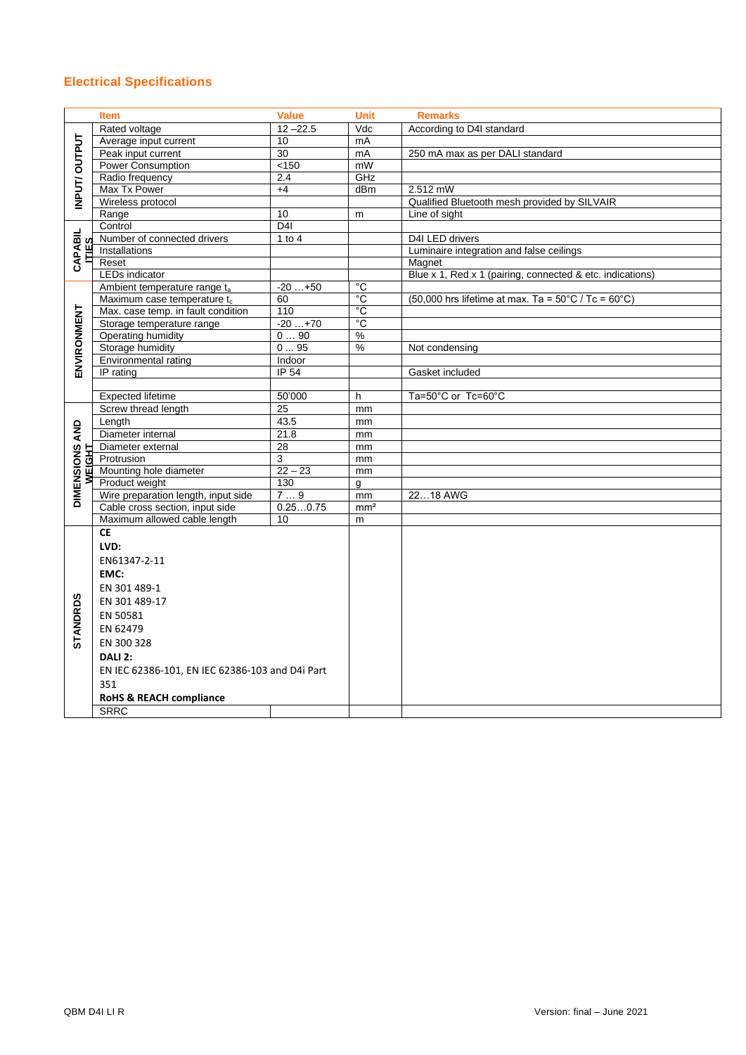## Electrical Specifications

| | Item | Value | Unit | Remarks |
|---|---|---|---|---|
| INPUT/ OUTPUT | Rated voltage | 12 –22.5 | Vdc | According to D4I standard |
| | Average input current | 10 | mA | |
| | Peak input current | 30 | mA | 250 mA max as per DALI standard |
| | Power Consumption | <150 | mW | |
| | Radio frequency | 2.4 | GHz | |
| | Max Tx Power | +4 | dBm | 2.512 mW |
| | Wireless protocol | | | Qualified Bluetooth mesh provided by SILVAIR |
| | Range | 10 | m | Line of sight |
| CAPABILITIES | Control | D4I | | |
| | Number of connected drivers | 1 to 4 | | D4I LED drivers |
| | Installations | | | Luminaire integration and false ceilings |
| | Reset | | | Magnet |
| | LEDs indicator | | | Blue x 1, Red x 1 (pairing, connected & etc. indications) |
| ENVIRONMENT | Ambient temperature range $t_a$ | -20 …+50 | °C | |
| | Maximum case temperature $t_c$ | 60 | °C | (50,000 hrs lifetime at max. Ta = 50°C / Tc = 60°C) |
| | Max. case temp. in fault condition | 110 | °C | |
| | Storage temperature range | -20 …+70 | °C | |
| | Operating humidity | 0 … 90 | % | |
| | Storage humidity | 0 … 95 | % | Not condensing |
| | Environmental rating | Indoor | | |
| | IP rating | IP 54 | | Gasket included |
| | | | | |
| | Expected lifetime | 50'000 | h | Ta=50°C or Tc=60°C |
| DIMENSIONS AND WEIGHT | Screw thread length | 25 | mm | |
| | Length | 43.5 | mm | |
| | Diameter internal | 21.8 | mm | |
| | Diameter external | 28 | mm | |
| | Protrusion | 3 | mm | |
| | Mounting hole diameter | 22 – 23 | mm | |
| | Product weight | 130 | g | |
| | Wire preparation length, input side | 7 … 9 | mm | 22…18 AWG |
| | Cable cross section, input side | 0.25…0.75 | mm² | |
| | Maximum allowed cable length | 10 | m | |
| STANDRDS | **CE**<br>**LVD:**<br>EN61347-2-11<br>**EMC:**<br>EN 301 489-1<br>EN 301 489-17<br>EN 50581<br>EN 62479<br>EN 300 328<br>**DALI 2:**<br>EN IEC 62386-101, EN IEC 62386-103 and D4i Part 351<br>**RoHS & REACH compliance** | | | |
| | SRRC | | | |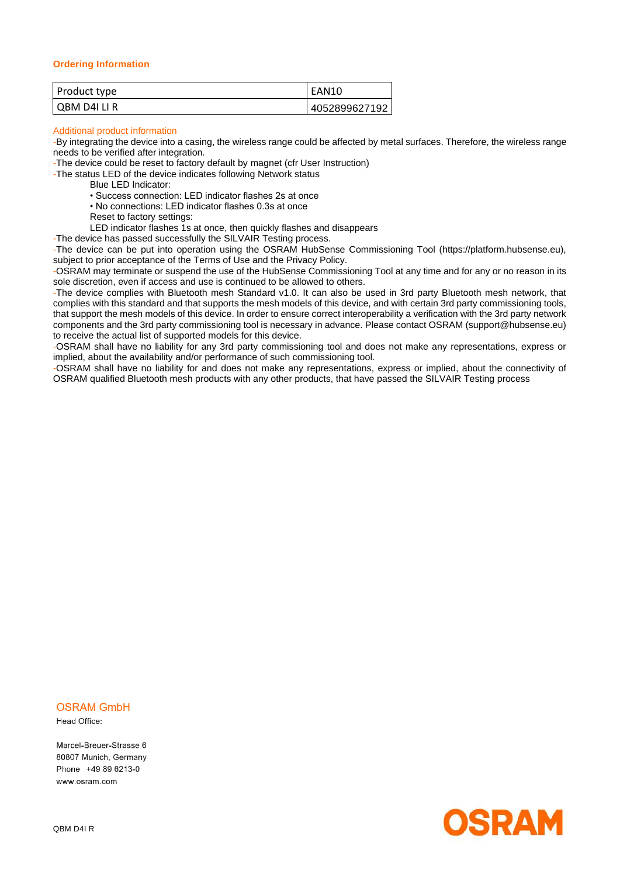## Ordering Information

| Product type | EAN10 |
|---|---|
| QBM D4I LI R | 4052899627192 |

### Additional product information

-By integrating the device into a casing, the wireless range could be affected by metal surfaces. Therefore, the wireless range needs to be verified after integration.

-The device could be reset to factory default by magnet (cfr User Instruction)

-The status LED of the device indicates following Network status

Blue LED Indicator:

- Success connection: LED indicator flashes 2s at once
- No connections: LED indicator flashes 0.3s at once

Reset to factory settings:

LED indicator flashes 1s at once, then quickly flashes and disappears

-The device has passed successfully the SILVAIR Testing process.

-The device can be put into operation using the OSRAM HubSense Commissioning Tool (https://platform.hubsense.eu), subject to prior acceptance of the Terms of Use and the Privacy Policy.

-OSRAM may terminate or suspend the use of the HubSense Commissioning Tool at any time and for any or no reason in its sole discretion, even if access and use is continued to be allowed to others.

-The device complies with Bluetooth mesh Standard v1.0. It can also be used in 3rd party Bluetooth mesh network, that complies with this standard and that supports the mesh models of this device, and with certain 3rd party commissioning tools, that support the mesh models of this device. In order to ensure correct interoperability a verification with the 3rd party network components and the 3rd party commissioning tool is necessary in advance. Please contact OSRAM (support@hubsense.eu) to receive the actual list of supported models for this device.

-OSRAM shall have no liability for any 3rd party commissioning tool and does not make any representations, express or implied, about the availability and/or performance of such commissioning tool.

-OSRAM shall have no liability for and does not make any representations, express or implied, about the connectivity of OSRAM qualified Bluetooth mesh products with any other products, that have passed the SILVAIR Testing process

OSRAM GmbH

Head Office:

Marcel-Breuer-Strasse 6
80807 Munich, Germany
Phone +49 89 6213-0
www.osram.com